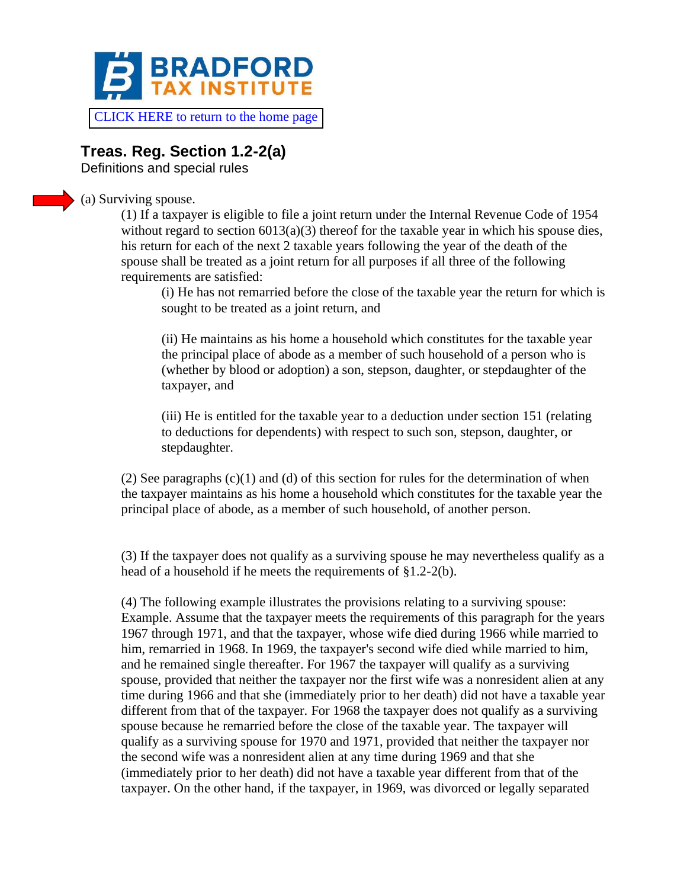BRADFORD TAX INSTITUTE

CLICK HERE to return to the home page

## Treas. Reg. Section 1.2-2(a)

Definitions and special rules

(a) Surviving spouse.

(1) If a taxpayer is eligible to file a joint return under the Internal Revenue Code of 1954 without regard to section 6013(a)(3) thereof for the taxable year in which his spouse dies, his return for each of the next 2 taxable years following the year of the death of the spouse shall be treated as a joint return for all purposes if all three of the following requirements are satisfied:

(i) He has not remarried before the close of the taxable year the return for which is sought to be treated as a joint return, and

(ii) He maintains as his home a household which constitutes for the taxable year the principal place of abode as a member of such household of a person who is (whether by blood or adoption) a son, stepson, daughter, or stepdaughter of the taxpayer, and

(iii) He is entitled for the taxable year to a deduction under section 151 (relating to deductions for dependents) with respect to such son, stepson, daughter, or stepdaughter.

(2) See paragraphs (c)(1) and (d) of this section for rules for the determination of when the taxpayer maintains as his home a household which constitutes for the taxable year the principal place of abode, as a member of such household, of another person.

(3) If the taxpayer does not qualify as a surviving spouse he may nevertheless qualify as a head of a household if he meets the requirements of §1.2-2(b).

(4) The following example illustrates the provisions relating to a surviving spouse: Example. Assume that the taxpayer meets the requirements of this paragraph for the years 1967 through 1971, and that the taxpayer, whose wife died during 1966 while married to him, remarried in 1968. In 1969, the taxpayer's second wife died while married to him, and he remained single thereafter. For 1967 the taxpayer will qualify as a surviving spouse, provided that neither the taxpayer nor the first wife was a nonresident alien at any time during 1966 and that she (immediately prior to her death) did not have a taxable year different from that of the taxpayer. For 1968 the taxpayer does not qualify as a surviving spouse because he remarried before the close of the taxable year. The taxpayer will qualify as a surviving spouse for 1970 and 1971, provided that neither the taxpayer nor the second wife was a nonresident alien at any time during 1969 and that she (immediately prior to her death) did not have a taxable year different from that of the taxpayer. On the other hand, if the taxpayer, in 1969, was divorced or legally separated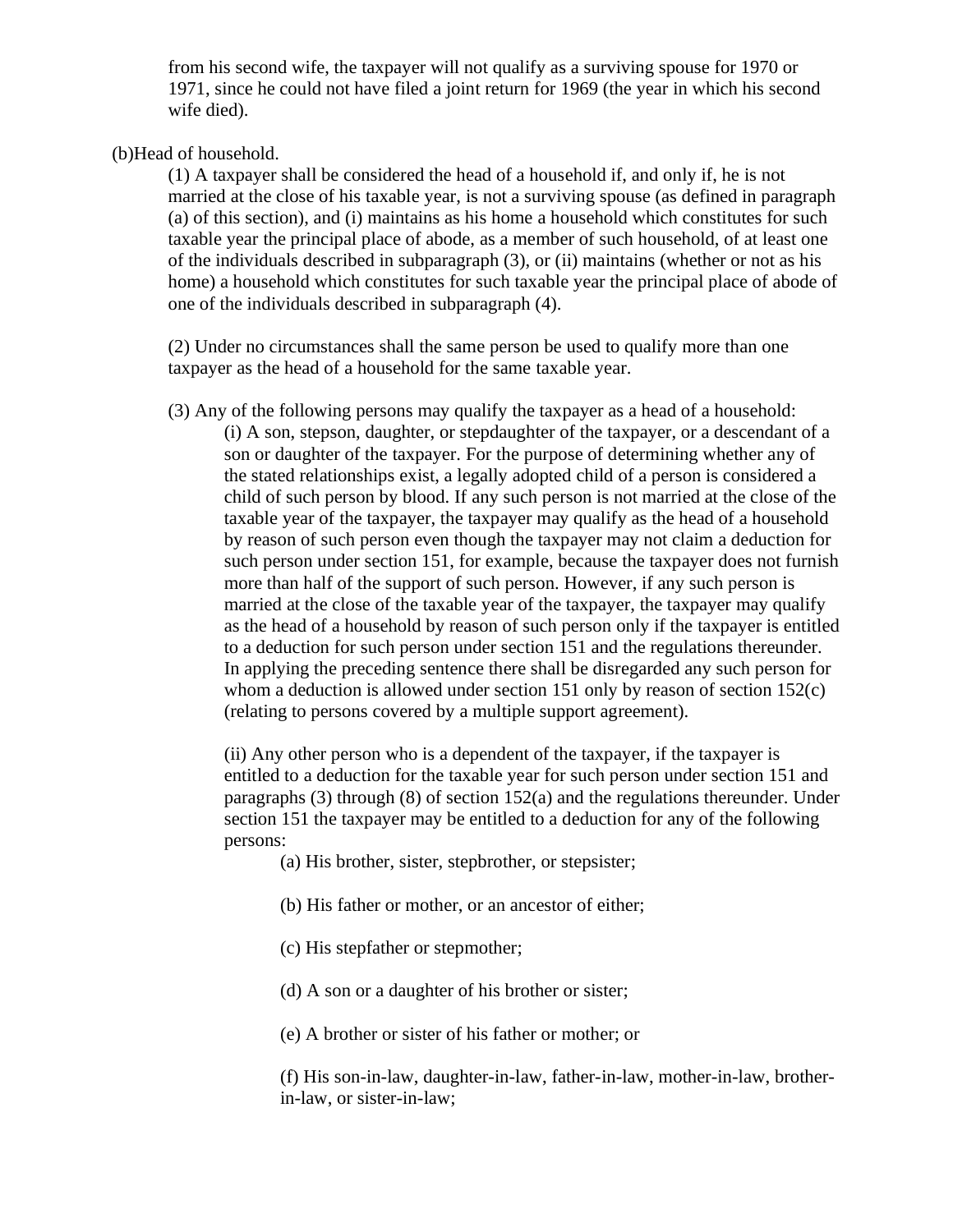from his second wife, the taxpayer will not qualify as a surviving spouse for 1970 or 1971, since he could not have filed a joint return for 1969 (the year in which his second wife died).

(b)Head of household.

(1) A taxpayer shall be considered the head of a household if, and only if, he is not married at the close of his taxable year, is not a surviving spouse (as defined in paragraph (a) of this section), and (i) maintains as his home a household which constitutes for such taxable year the principal place of abode, as a member of such household, of at least one of the individuals described in subparagraph (3), or (ii) maintains (whether or not as his home) a household which constitutes for such taxable year the principal place of abode of one of the individuals described in subparagraph (4).

(2) Under no circumstances shall the same person be used to qualify more than one taxpayer as the head of a household for the same taxable year.

(3) Any of the following persons may qualify the taxpayer as a head of a household:

(i) A son, stepson, daughter, or stepdaughter of the taxpayer, or a descendant of a son or daughter of the taxpayer. For the purpose of determining whether any of the stated relationships exist, a legally adopted child of a person is considered a child of such person by blood. If any such person is not married at the close of the taxable year of the taxpayer, the taxpayer may qualify as the head of a household by reason of such person even though the taxpayer may not claim a deduction for such person under section 151, for example, because the taxpayer does not furnish more than half of the support of such person. However, if any such person is married at the close of the taxable year of the taxpayer, the taxpayer may qualify as the head of a household by reason of such person only if the taxpayer is entitled to a deduction for such person under section 151 and the regulations thereunder. In applying the preceding sentence there shall be disregarded any such person for whom a deduction is allowed under section 151 only by reason of section 152(c) (relating to persons covered by a multiple support agreement).

(ii) Any other person who is a dependent of the taxpayer, if the taxpayer is entitled to a deduction for the taxable year for such person under section 151 and paragraphs (3) through (8) of section 152(a) and the regulations thereunder. Under section 151 the taxpayer may be entitled to a deduction for any of the following persons:

(a) His brother, sister, stepbrother, or stepsister;

(b) His father or mother, or an ancestor of either;

(c) His stepfather or stepmother;

(d) A son or a daughter of his brother or sister;

(e) A brother or sister of his father or mother; or

(f) His son-in-law, daughter-in-law, father-in-law, mother-in-law, brother-in-law, or sister-in-law;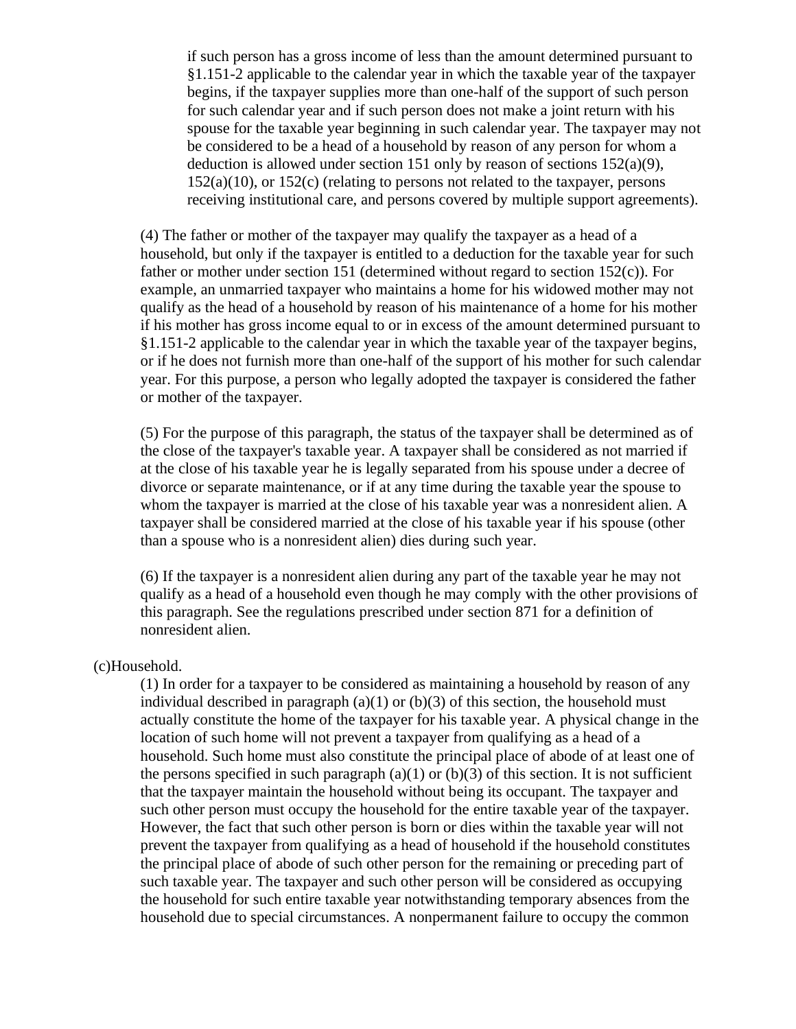if such person has a gross income of less than the amount determined pursuant to §1.151-2 applicable to the calendar year in which the taxable year of the taxpayer begins, if the taxpayer supplies more than one-half of the support of such person for such calendar year and if such person does not make a joint return with his spouse for the taxable year beginning in such calendar year. The taxpayer may not be considered to be a head of a household by reason of any person for whom a deduction is allowed under section 151 only by reason of sections 152(a)(9), 152(a)(10), or 152(c) (relating to persons not related to the taxpayer, persons receiving institutional care, and persons covered by multiple support agreements).

(4) The father or mother of the taxpayer may qualify the taxpayer as a head of a household, but only if the taxpayer is entitled to a deduction for the taxable year for such father or mother under section 151 (determined without regard to section 152(c)). For example, an unmarried taxpayer who maintains a home for his widowed mother may not qualify as the head of a household by reason of his maintenance of a home for his mother if his mother has gross income equal to or in excess of the amount determined pursuant to §1.151-2 applicable to the calendar year in which the taxable year of the taxpayer begins, or if he does not furnish more than one-half of the support of his mother for such calendar year. For this purpose, a person who legally adopted the taxpayer is considered the father or mother of the taxpayer.

(5) For the purpose of this paragraph, the status of the taxpayer shall be determined as of the close of the taxpayer's taxable year. A taxpayer shall be considered as not married if at the close of his taxable year he is legally separated from his spouse under a decree of divorce or separate maintenance, or if at any time during the taxable year the spouse to whom the taxpayer is married at the close of his taxable year was a nonresident alien. A taxpayer shall be considered married at the close of his taxable year if his spouse (other than a spouse who is a nonresident alien) dies during such year.

(6) If the taxpayer is a nonresident alien during any part of the taxable year he may not qualify as a head of a household even though he may comply with the other provisions of this paragraph. See the regulations prescribed under section 871 for a definition of nonresident alien.

(c)Household.

(1) In order for a taxpayer to be considered as maintaining a household by reason of any individual described in paragraph (a)(1) or (b)(3) of this section, the household must actually constitute the home of the taxpayer for his taxable year. A physical change in the location of such home will not prevent a taxpayer from qualifying as a head of a household. Such home must also constitute the principal place of abode of at least one of the persons specified in such paragraph (a)(1) or (b)(3) of this section. It is not sufficient that the taxpayer maintain the household without being its occupant. The taxpayer and such other person must occupy the household for the entire taxable year of the taxpayer. However, the fact that such other person is born or dies within the taxable year will not prevent the taxpayer from qualifying as a head of household if the household constitutes the principal place of abode of such other person for the remaining or preceding part of such taxable year. The taxpayer and such other person will be considered as occupying the household for such entire taxable year notwithstanding temporary absences from the household due to special circumstances. A nonpermanent failure to occupy the common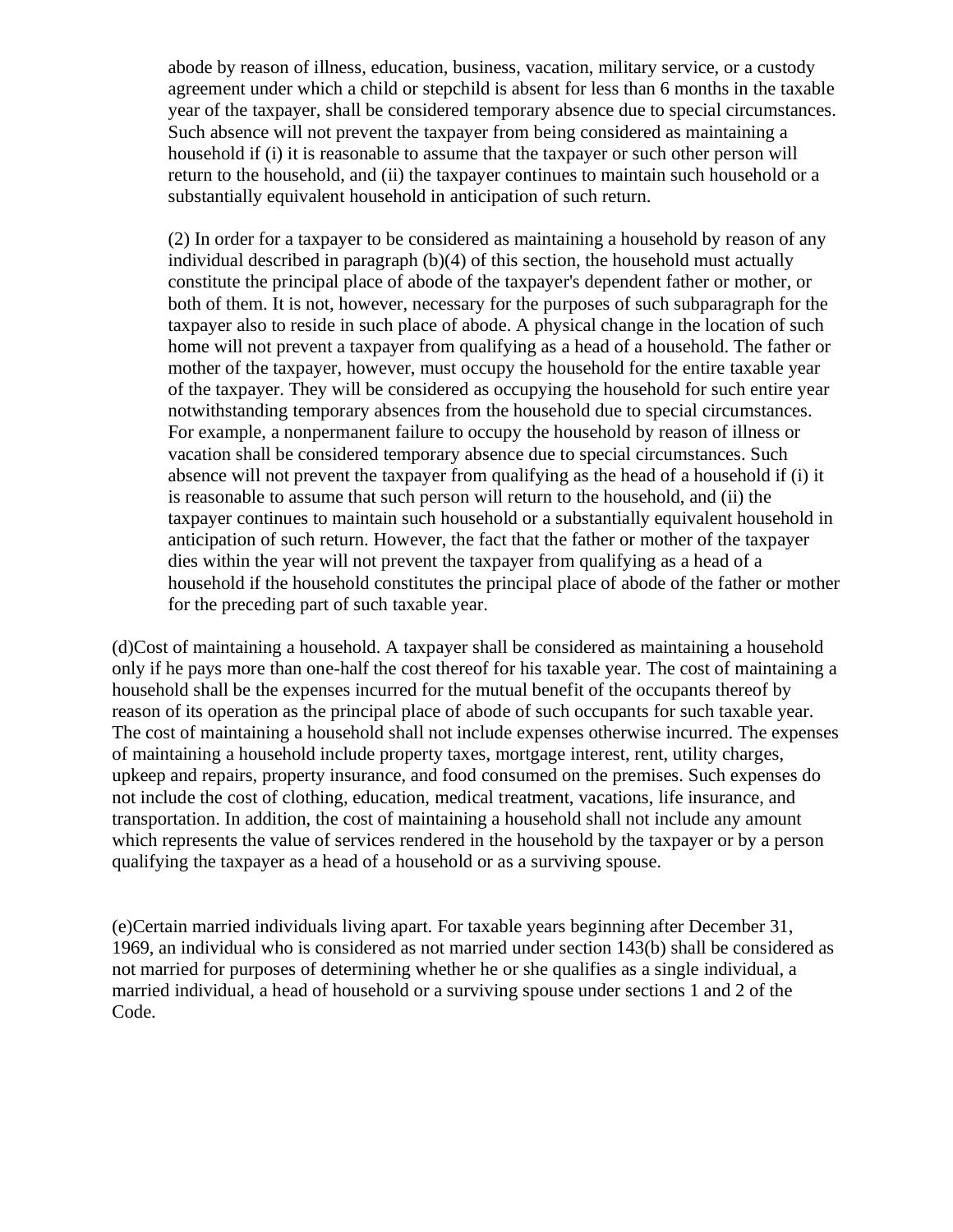abode by reason of illness, education, business, vacation, military service, or a custody agreement under which a child or stepchild is absent for less than 6 months in the taxable year of the taxpayer, shall be considered temporary absence due to special circumstances. Such absence will not prevent the taxpayer from being considered as maintaining a household if (i) it is reasonable to assume that the taxpayer or such other person will return to the household, and (ii) the taxpayer continues to maintain such household or a substantially equivalent household in anticipation of such return.

(2) In order for a taxpayer to be considered as maintaining a household by reason of any individual described in paragraph (b)(4) of this section, the household must actually constitute the principal place of abode of the taxpayer's dependent father or mother, or both of them. It is not, however, necessary for the purposes of such subparagraph for the taxpayer also to reside in such place of abode. A physical change in the location of such home will not prevent a taxpayer from qualifying as a head of a household. The father or mother of the taxpayer, however, must occupy the household for the entire taxable year of the taxpayer. They will be considered as occupying the household for such entire year notwithstanding temporary absences from the household due to special circumstances. For example, a nonpermanent failure to occupy the household by reason of illness or vacation shall be considered temporary absence due to special circumstances. Such absence will not prevent the taxpayer from qualifying as the head of a household if (i) it is reasonable to assume that such person will return to the household, and (ii) the taxpayer continues to maintain such household or a substantially equivalent household in anticipation of such return. However, the fact that the father or mother of the taxpayer dies within the year will not prevent the taxpayer from qualifying as a head of a household if the household constitutes the principal place of abode of the father or mother for the preceding part of such taxable year.

(d)Cost of maintaining a household. A taxpayer shall be considered as maintaining a household only if he pays more than one-half the cost thereof for his taxable year. The cost of maintaining a household shall be the expenses incurred for the mutual benefit of the occupants thereof by reason of its operation as the principal place of abode of such occupants for such taxable year. The cost of maintaining a household shall not include expenses otherwise incurred. The expenses of maintaining a household include property taxes, mortgage interest, rent, utility charges, upkeep and repairs, property insurance, and food consumed on the premises. Such expenses do not include the cost of clothing, education, medical treatment, vacations, life insurance, and transportation. In addition, the cost of maintaining a household shall not include any amount which represents the value of services rendered in the household by the taxpayer or by a person qualifying the taxpayer as a head of a household or as a surviving spouse.

(e)Certain married individuals living apart. For taxable years beginning after December 31, 1969, an individual who is considered as not married under section 143(b) shall be considered as not married for purposes of determining whether he or she qualifies as a single individual, a married individual, a head of household or a surviving spouse under sections 1 and 2 of the Code.